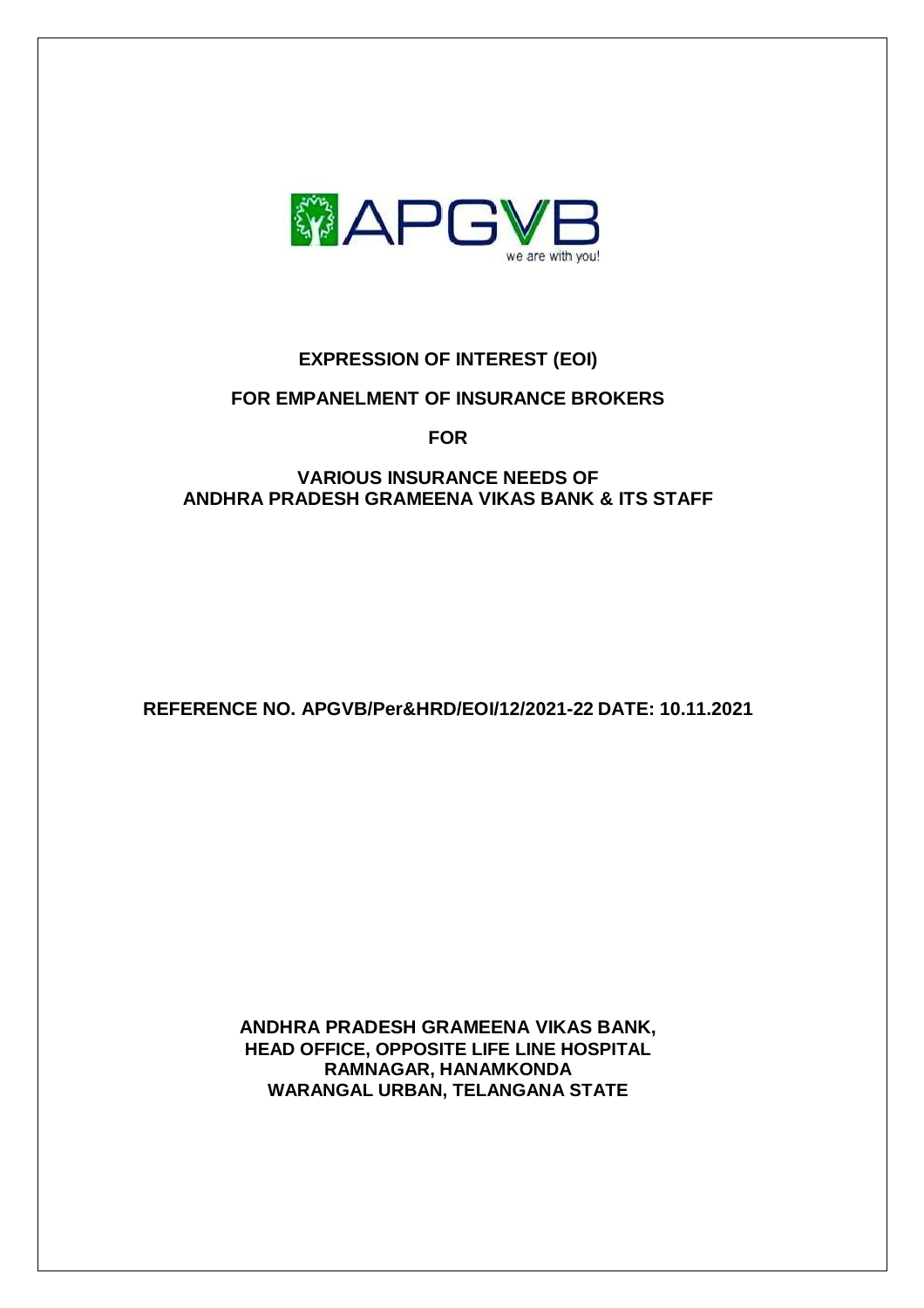# EXPRESSION OF INTEREST (EOI)

## FOR EMPANELMENT OF INSURANCE BROKERS

## FOR

## VARIOUS INSURANCE NEEDS OF ANDHRA PRADESH GRAMEENA VIKAS BANK & ITS STAFF

**REFERENCE NO. APGVB/Per&HRD/EOI/12/2021-22 DATE: 10.11.2021**

**ANDHRA PRADESH GRAMEENA VIKAS BANK,**
**HEAD OFFICE, OPPOSITE LIFE LINE HOSPITAL**
**RAMNAGAR, HANAMKONDA**
**WARANGAL URBAN, TELANGANA STATE**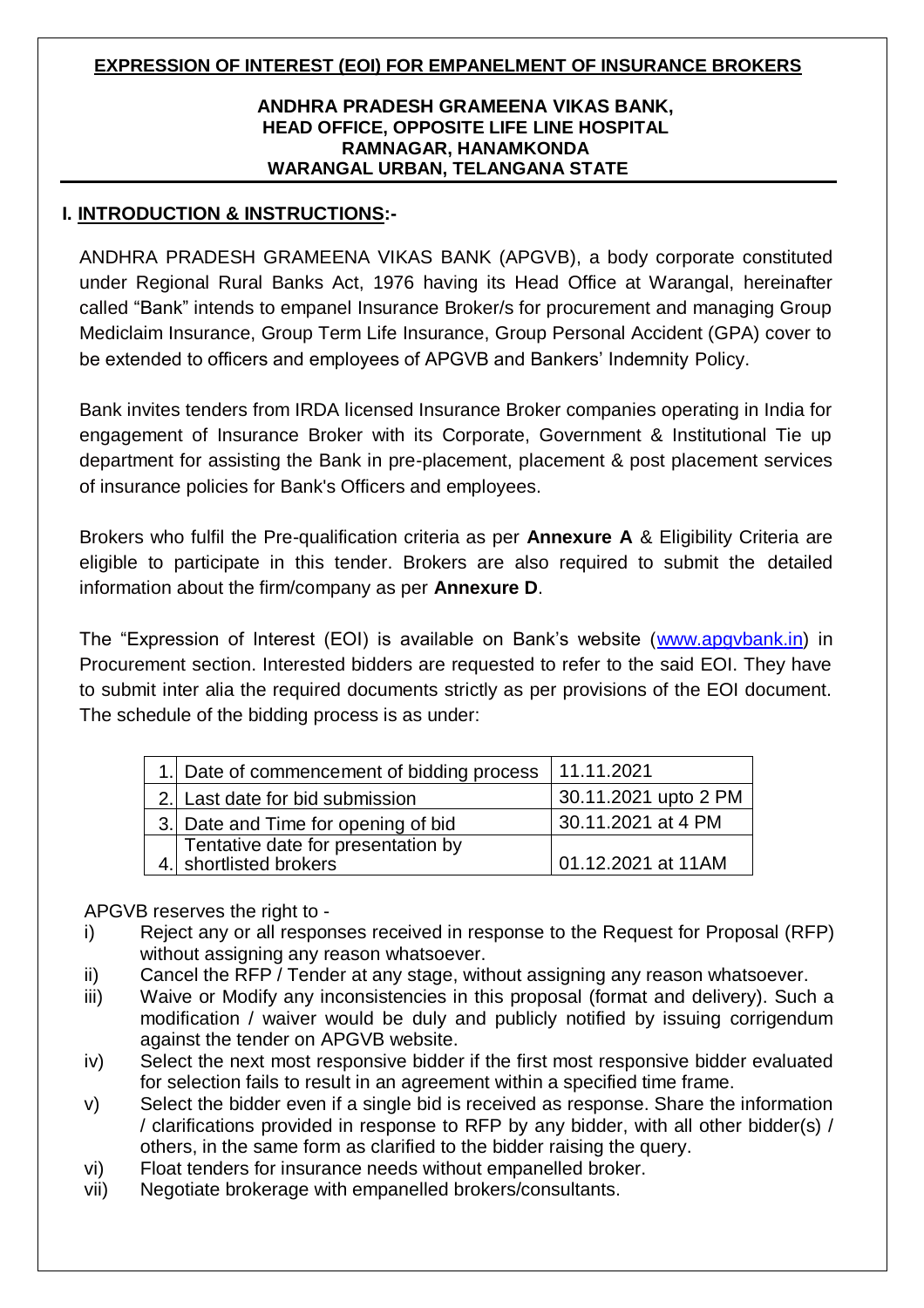**EXPRESSION OF INTEREST (EOI) FOR EMPANELMENT OF INSURANCE BROKERS**

**ANDHRA PRADESH GRAMEENA VIKAS BANK,**
**HEAD OFFICE, OPPOSITE LIFE LINE HOSPITAL**
**RAMNAGAR, HANAMKONDA**
**WARANGAL URBAN, TELANGANA STATE**

## I. INTRODUCTION & INSTRUCTIONS:-

ANDHRA PRADESH GRAMEENA VIKAS BANK (APGVB), a body corporate constituted under Regional Rural Banks Act, 1976 having its Head Office at Warangal, hereinafter called "Bank" intends to empanel Insurance Broker/s for procurement and managing Group Mediclaim Insurance, Group Term Life Insurance, Group Personal Accident (GPA) cover to be extended to officers and employees of APGVB and Bankers' Indemnity Policy.

Bank invites tenders from IRDA licensed Insurance Broker companies operating in India for engagement of Insurance Broker with its Corporate, Government & Institutional Tie up department for assisting the Bank in pre-placement, placement & post placement services of insurance policies for Bank's Officers and employees.

Brokers who fulfil the Pre-qualification criteria as per **Annexure A** & Eligibility Criteria are eligible to participate in this tender. Brokers are also required to submit the detailed information about the firm/company as per **Annexure D**.

The "Expression of Interest (EOI) is available on Bank's website (www.apgvbank.in) in Procurement section. Interested bidders are requested to refer to the said EOI. They have to submit inter alia the required documents strictly as per provisions of the EOI document. The schedule of the bidding process is as under:

| | | |
|---|---|---|
| 1. | Date of commencement of bidding process | 11.11.2021 |
| 2. | Last date for bid submission | 30.11.2021 upto 2 PM |
| 3. | Date and Time for opening of bid | 30.11.2021 at 4 PM |
| 4. | Tentative date for presentation by shortlisted brokers | 01.12.2021 at 11AM |

APGVB reserves the right to -

i) Reject any or all responses received in response to the Request for Proposal (RFP) without assigning any reason whatsoever.
ii) Cancel the RFP / Tender at any stage, without assigning any reason whatsoever.
iii) Waive or Modify any inconsistencies in this proposal (format and delivery). Such a modification / waiver would be duly and publicly notified by issuing corrigendum against the tender on APGVB website.
iv) Select the next most responsive bidder if the first most responsive bidder evaluated for selection fails to result in an agreement within a specified time frame.
v) Select the bidder even if a single bid is received as response. Share the information / clarifications provided in response to RFP by any bidder, with all other bidder(s) / others, in the same form as clarified to the bidder raising the query.
vi) Float tenders for insurance needs without empanelled broker.
vii) Negotiate brokerage with empanelled brokers/consultants.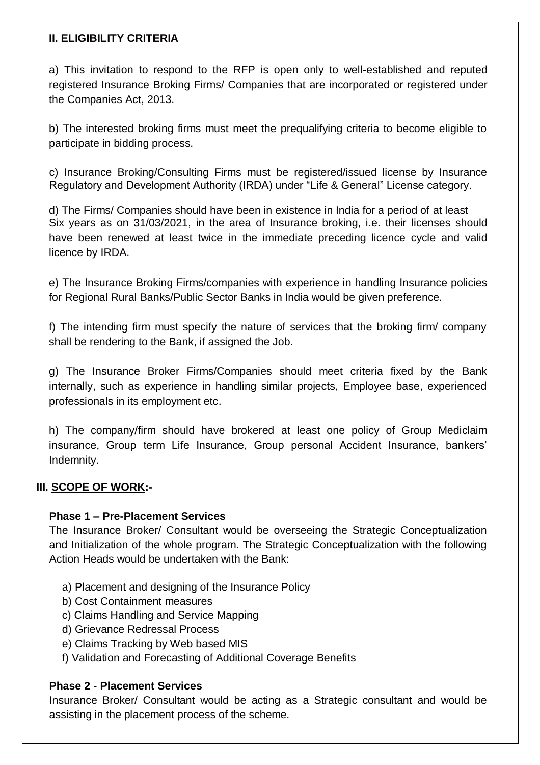## II. ELIGIBILITY CRITERIA

a) This invitation to respond to the RFP is open only to well-established and reputed registered Insurance Broking Firms/ Companies that are incorporated or registered under the Companies Act, 2013.

b) The interested broking firms must meet the prequalifying criteria to become eligible to participate in bidding process.

c) Insurance Broking/Consulting Firms must be registered/issued license by Insurance Regulatory and Development Authority (IRDA) under "Life & General" License category.

d) The Firms/ Companies should have been in existence in India for a period of at least Six years as on 31/03/2021, in the area of Insurance broking, i.e. their licenses should have been renewed at least twice in the immediate preceding licence cycle and valid licence by IRDA.

e) The Insurance Broking Firms/companies with experience in handling Insurance policies for Regional Rural Banks/Public Sector Banks in India would be given preference.

f) The intending firm must specify the nature of services that the broking firm/ company shall be rendering to the Bank, if assigned the Job.

g) The Insurance Broker Firms/Companies should meet criteria fixed by the Bank internally, such as experience in handling similar projects, Employee base, experienced professionals in its employment etc.

h) The company/firm should have brokered at least one policy of Group Mediclaim insurance, Group term Life Insurance, Group personal Accident Insurance, bankers' Indemnity.

## III. SCOPE OF WORK:-

### Phase 1 – Pre-Placement Services

The Insurance Broker/ Consultant would be overseeing the Strategic Conceptualization and Initialization of the whole program. The Strategic Conceptualization with the following Action Heads would be undertaken with the Bank:

a) Placement and designing of the Insurance Policy
b) Cost Containment measures
c) Claims Handling and Service Mapping
d) Grievance Redressal Process
e) Claims Tracking by Web based MIS
f) Validation and Forecasting of Additional Coverage Benefits

### Phase 2 - Placement Services

Insurance Broker/ Consultant would be acting as a Strategic consultant and would be assisting in the placement process of the scheme.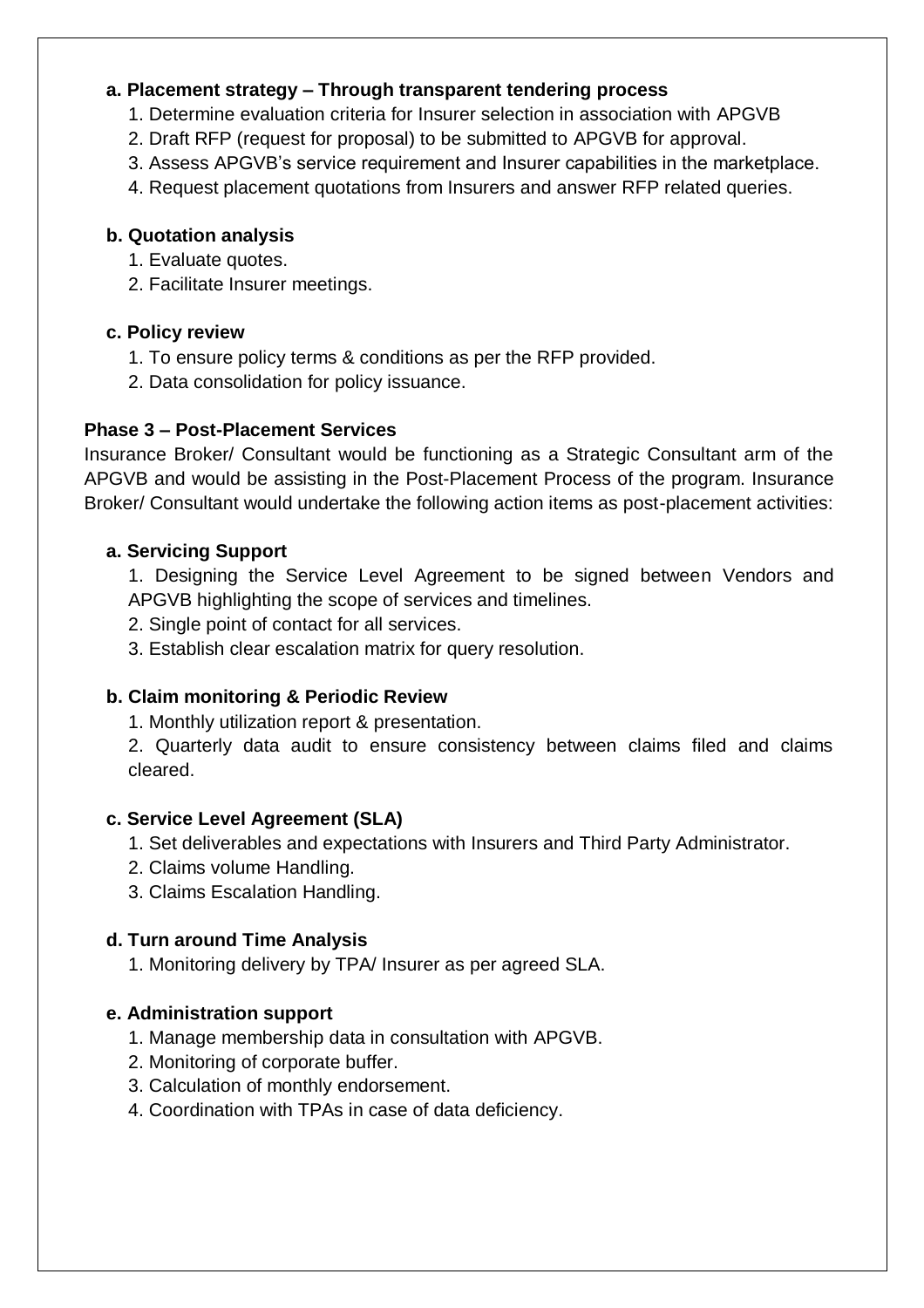#### a. Placement strategy – Through transparent tendering process

1. Determine evaluation criteria for Insurer selection in association with APGVB
2. Draft RFP (request for proposal) to be submitted to APGVB for approval.
3. Assess APGVB's service requirement and Insurer capabilities in the marketplace.
4. Request placement quotations from Insurers and answer RFP related queries.

#### b. Quotation analysis

1. Evaluate quotes.
2. Facilitate Insurer meetings.

#### c. Policy review

1. To ensure policy terms & conditions as per the RFP provided.
2. Data consolidation for policy issuance.

### Phase 3 – Post-Placement Services

Insurance Broker/ Consultant would be functioning as a Strategic Consultant arm of the APGVB and would be assisting in the Post-Placement Process of the program. Insurance Broker/ Consultant would undertake the following action items as post-placement activities:

#### a. Servicing Support

1. Designing the Service Level Agreement to be signed between Vendors and APGVB highlighting the scope of services and timelines.
2. Single point of contact for all services.
3. Establish clear escalation matrix for query resolution.

#### b. Claim monitoring & Periodic Review

1. Monthly utilization report & presentation.
2. Quarterly data audit to ensure consistency between claims filed and claims cleared.

#### c. Service Level Agreement (SLA)

1. Set deliverables and expectations with Insurers and Third Party Administrator.
2. Claims volume Handling.
3. Claims Escalation Handling.

#### d. Turn around Time Analysis

1. Monitoring delivery by TPA/ Insurer as per agreed SLA.

#### e. Administration support

1. Manage membership data in consultation with APGVB.
2. Monitoring of corporate buffer.
3. Calculation of monthly endorsement.
4. Coordination with TPAs in case of data deficiency.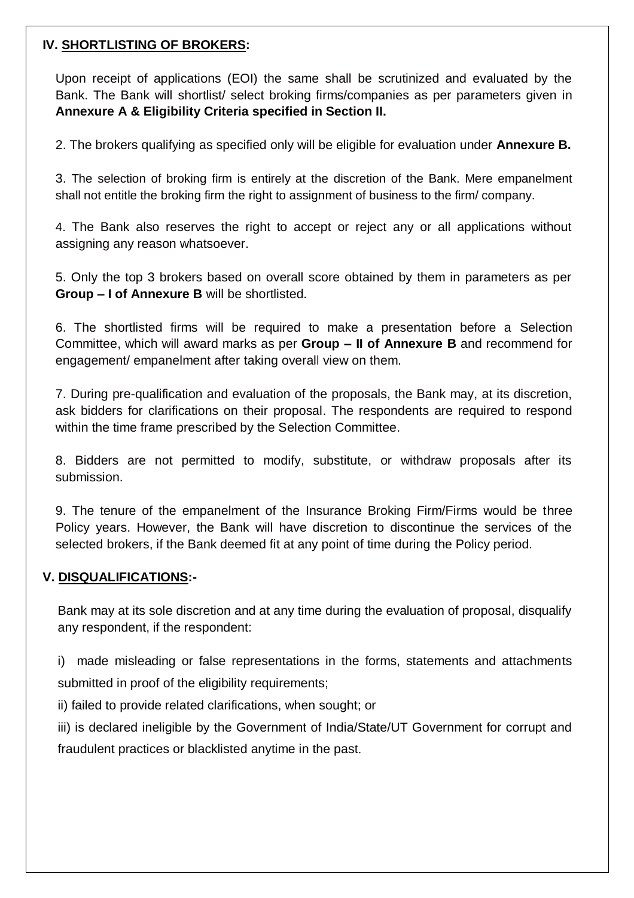## IV. <u>SHORTLISTING OF BROKERS</u>:

Upon receipt of applications (EOI) the same shall be scrutinized and evaluated by the Bank. The Bank will shortlist/ select broking firms/companies as per parameters given in **Annexure A & Eligibility Criteria specified in Section II.**

2. The brokers qualifying as specified only will be eligible for evaluation under **Annexure B.**

3. The selection of broking firm is entirely at the discretion of the Bank. Mere empanelment shall not entitle the broking firm the right to assignment of business to the firm/ company.

4. The Bank also reserves the right to accept or reject any or all applications without assigning any reason whatsoever.

5. Only the top 3 brokers based on overall score obtained by them in parameters as per **Group – I of Annexure B** will be shortlisted.

6. The shortlisted firms will be required to make a presentation before a Selection Committee, which will award marks as per **Group – II of Annexure B** and recommend for engagement/ empanelment after taking overall view on them.

7. During pre-qualification and evaluation of the proposals, the Bank may, at its discretion, ask bidders for clarifications on their proposal. The respondents are required to respond within the time frame prescribed by the Selection Committee.

8. Bidders are not permitted to modify, substitute, or withdraw proposals after its submission.

9. The tenure of the empanelment of the Insurance Broking Firm/Firms would be three Policy years. However, the Bank will have discretion to discontinue the services of the selected brokers, if the Bank deemed fit at any point of time during the Policy period.

## V. <u>DISQUALIFICATIONS</u>:-

Bank may at its sole discretion and at any time during the evaluation of proposal, disqualify any respondent, if the respondent:

i) made misleading or false representations in the forms, statements and attachments submitted in proof of the eligibility requirements;

ii) failed to provide related clarifications, when sought; or

iii) is declared ineligible by the Government of India/State/UT Government for corrupt and fraudulent practices or blacklisted anytime in the past.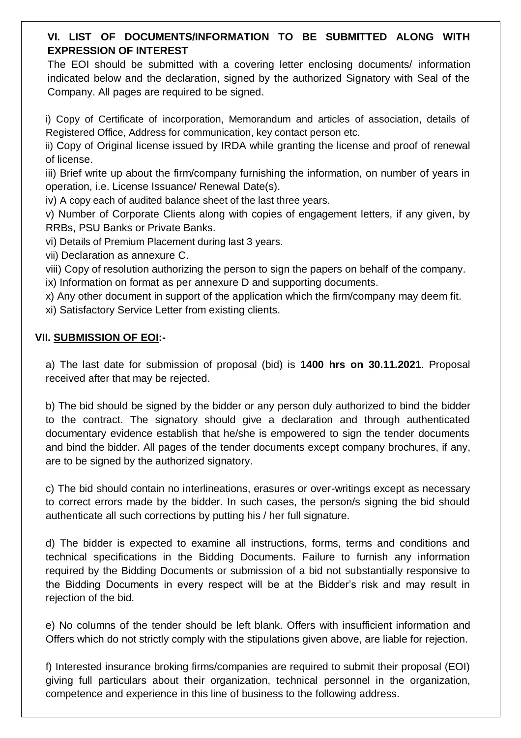## VI. LIST OF DOCUMENTS/INFORMATION TO BE SUBMITTED ALONG WITH EXPRESSION OF INTEREST

The EOI should be submitted with a covering letter enclosing documents/ information indicated below and the declaration, signed by the authorized Signatory with Seal of the Company. All pages are required to be signed.

i) Copy of Certificate of incorporation, Memorandum and articles of association, details of Registered Office, Address for communication, key contact person etc.

ii) Copy of Original license issued by IRDA while granting the license and proof of renewal of license.

iii) Brief write up about the firm/company furnishing the information, on number of years in operation, i.e. License Issuance/ Renewal Date(s).

iv) A copy each of audited balance sheet of the last three years.

v) Number of Corporate Clients along with copies of engagement letters, if any given, by RRBs, PSU Banks or Private Banks.

vi) Details of Premium Placement during last 3 years.

vii) Declaration as annexure C.

viii) Copy of resolution authorizing the person to sign the papers on behalf of the company.

ix) Information on format as per annexure D and supporting documents.

x) Any other document in support of the application which the firm/company may deem fit.

xi) Satisfactory Service Letter from existing clients.

## VII. SUBMISSION OF EOI:-

a) The last date for submission of proposal (bid) is **1400 hrs on 30.11.2021**. Proposal received after that may be rejected.

b) The bid should be signed by the bidder or any person duly authorized to bind the bidder to the contract. The signatory should give a declaration and through authenticated documentary evidence establish that he/she is empowered to sign the tender documents and bind the bidder. All pages of the tender documents except company brochures, if any, are to be signed by the authorized signatory.

c) The bid should contain no interlineations, erasures or over-writings except as necessary to correct errors made by the bidder. In such cases, the person/s signing the bid should authenticate all such corrections by putting his / her full signature.

d) The bidder is expected to examine all instructions, forms, terms and conditions and technical specifications in the Bidding Documents. Failure to furnish any information required by the Bidding Documents or submission of a bid not substantially responsive to the Bidding Documents in every respect will be at the Bidder's risk and may result in rejection of the bid.

e) No columns of the tender should be left blank. Offers with insufficient information and Offers which do not strictly comply with the stipulations given above, are liable for rejection.

f) Interested insurance broking firms/companies are required to submit their proposal (EOI) giving full particulars about their organization, technical personnel in the organization, competence and experience in this line of business to the following address.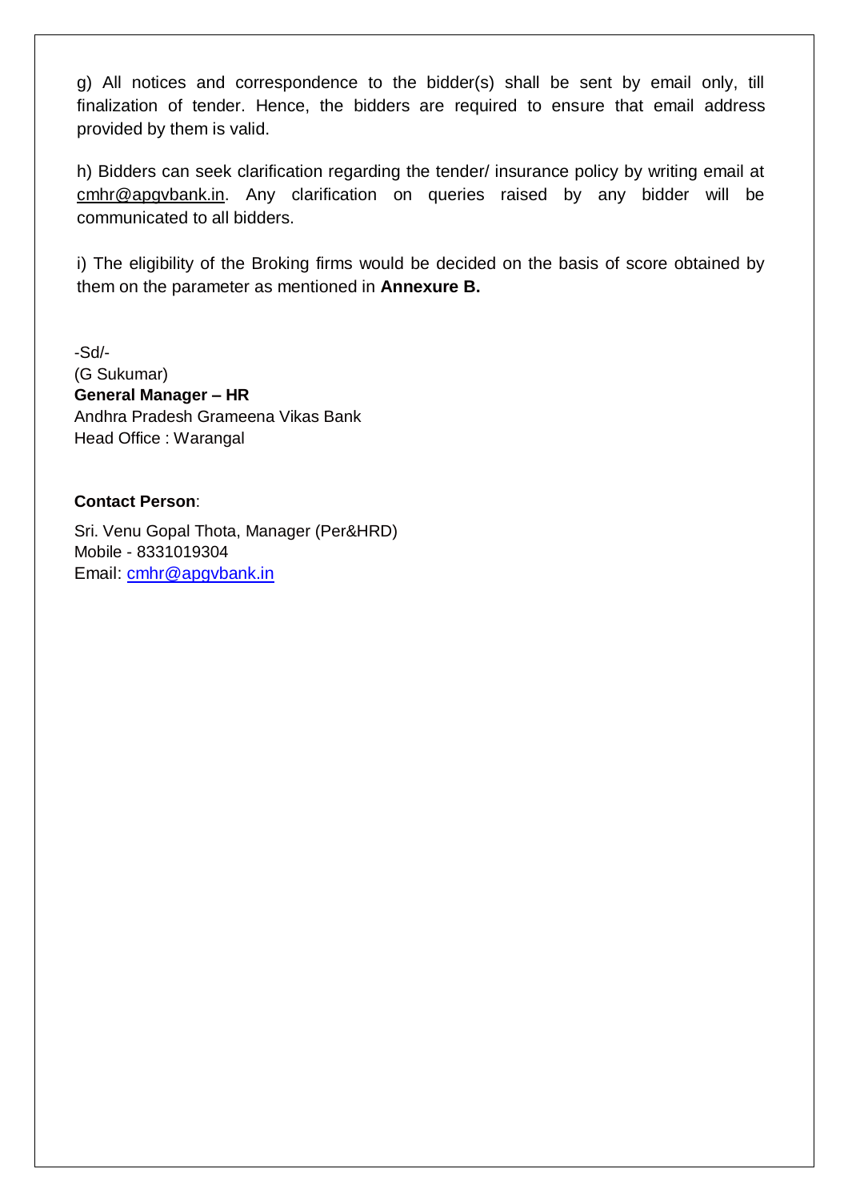g) All notices and correspondence to the bidder(s) shall be sent by email only, till finalization of tender. Hence, the bidders are required to ensure that email address provided by them is valid.

h) Bidders can seek clarification regarding the tender/ insurance policy by writing email at cmhr@apgvbank.in. Any clarification on queries raised by any bidder will be communicated to all bidders.

i) The eligibility of the Broking firms would be decided on the basis of score obtained by them on the parameter as mentioned in **Annexure B.**

-Sd/-  
(G Sukumar)  
**General Manager – HR**  
Andhra Pradesh Grameena Vikas Bank  
Head Office : Warangal

**Contact Person**:

Sri. Venu Gopal Thota, Manager (Per&HRD)  
Mobile - 8331019304  
Email: cmhr@apgvbank.in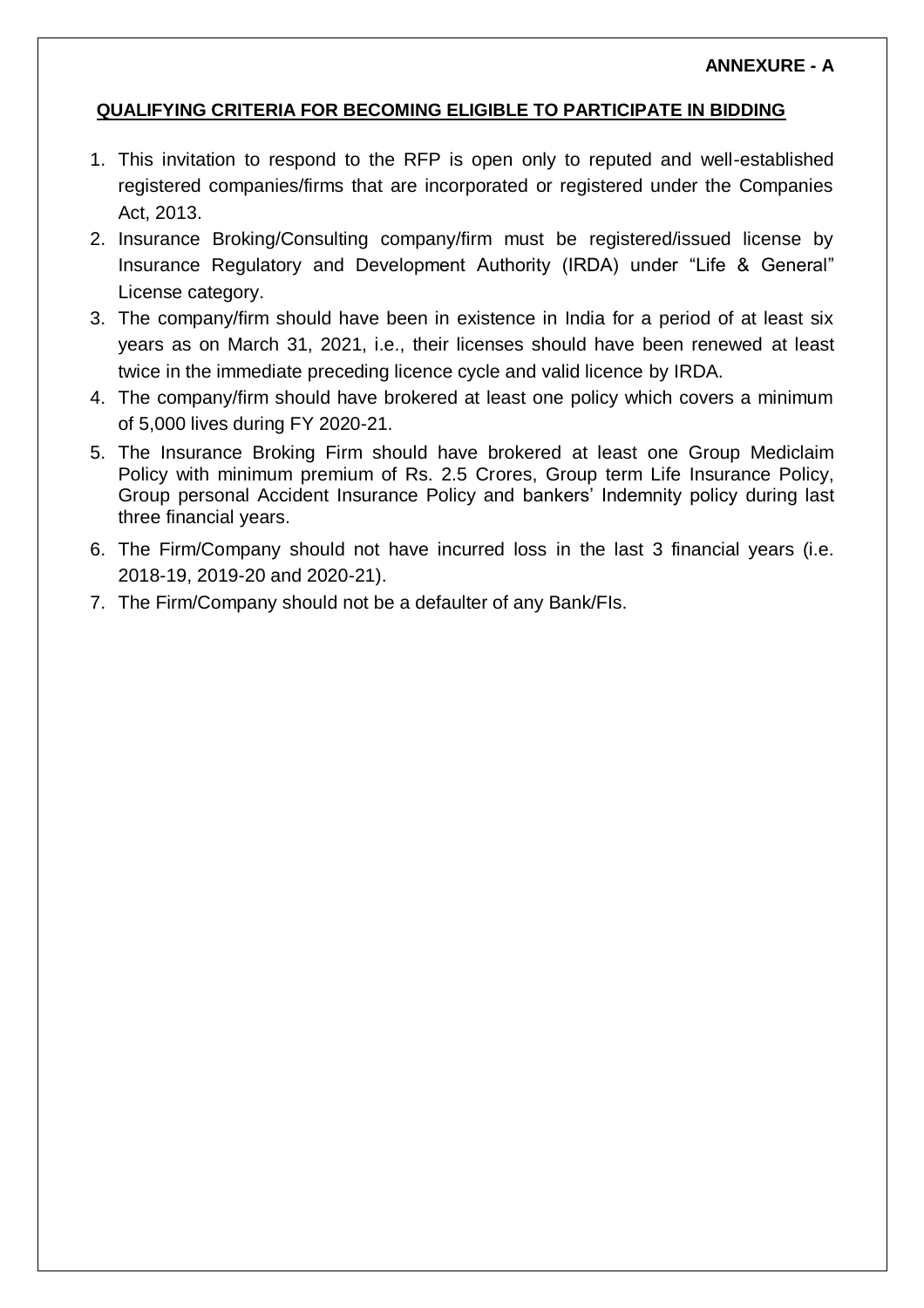**ANNEXURE - A**

## QUALIFYING CRITERIA FOR BECOMING ELIGIBLE TO PARTICIPATE IN BIDDING

1. This invitation to respond to the RFP is open only to reputed and well-established registered companies/firms that are incorporated or registered under the Companies Act, 2013.
2. Insurance Broking/Consulting company/firm must be registered/issued license by Insurance Regulatory and Development Authority (IRDA) under "Life & General" License category.
3. The company/firm should have been in existence in India for a period of at least six years as on March 31, 2021, i.e., their licenses should have been renewed at least twice in the immediate preceding licence cycle and valid licence by IRDA.
4. The company/firm should have brokered at least one policy which covers a minimum of 5,000 lives during FY 2020-21.
5. The Insurance Broking Firm should have brokered at least one Group Mediclaim Policy with minimum premium of Rs. 2.5 Crores, Group term Life Insurance Policy, Group personal Accident Insurance Policy and bankers' Indemnity policy during last three financial years.
6. The Firm/Company should not have incurred loss in the last 3 financial years (i.e. 2018-19, 2019-20 and 2020-21).
7. The Firm/Company should not be a defaulter of any Bank/FIs.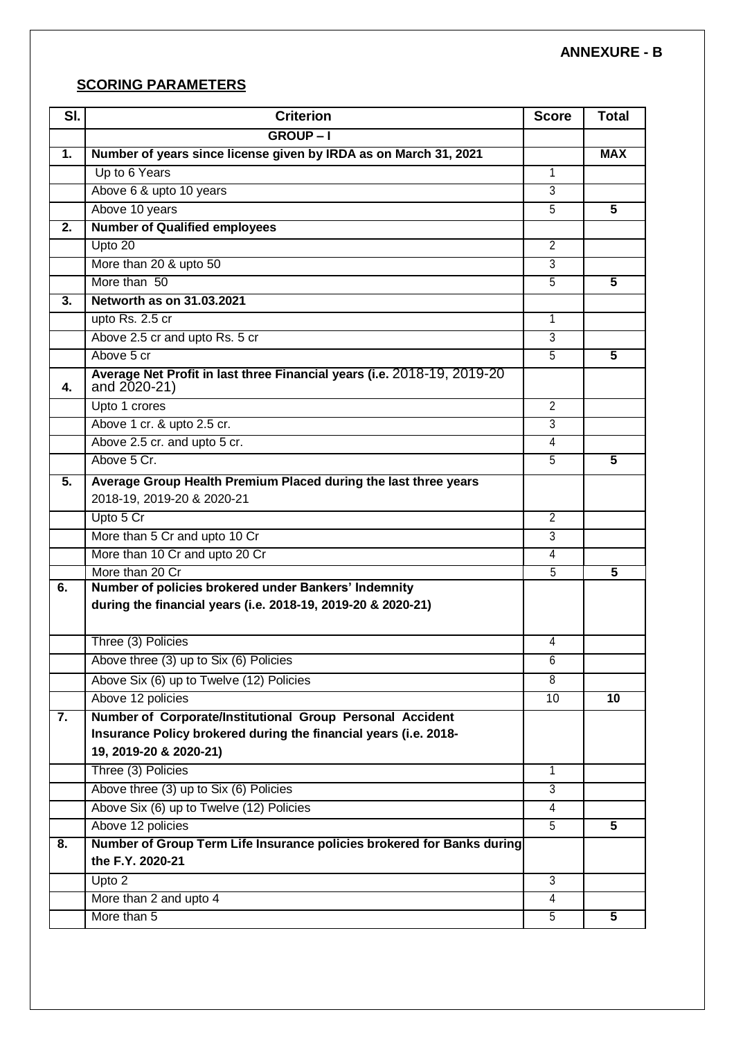**ANNEXURE - B**

**SCORING PARAMETERS**

| Sl. | Criterion | Score | Total |
|---|---|---|---|
| | **GROUP – I** | | |
| **1.** | **Number of years since license given by IRDA as on March 31, 2021** | | **MAX** |
| | Up to 6 Years | 1 | |
| | Above 6 & upto 10 years | 3 | |
| | Above 10 years | 5 | **5** |
| **2.** | **Number of Qualified employees** | | |
| | Upto 20 | 2 | |
| | More than 20 & upto 50 | 3 | |
| | More than 50 | 5 | **5** |
| **3.** | **Networth as on 31.03.2021** | | |
| | upto Rs. 2.5 cr | 1 | |
| | Above 2.5 cr and upto Rs. 5 cr | 3 | |
| | Above 5 cr | 5 | **5** |
| **4.** | **Average Net Profit in last three Financial years (i.e.** 2018-19, 2019-20 and 2020-21) | | |
| | Upto 1 crores | 2 | |
| | Above 1 cr. & upto 2.5 cr. | 3 | |
| | Above 2.5 cr. and upto 5 cr. | 4 | |
| | Above 5 Cr. | 5 | **5** |
| **5.** | **Average Group Health Premium Placed during the last three years** 2018-19, 2019-20 & 2020-21 | | |
| | Upto 5 Cr | 2 | |
| | More than 5 Cr and upto 10 Cr | 3 | |
| | More than 10 Cr and upto 20 Cr | 4 | |
| | More than 20 Cr | 5 | **5** |
| **6.** | **Number of policies brokered under Bankers' Indemnity during the financial years (i.e. 2018-19, 2019-20 & 2020-21)** | | |
| | Three (3) Policies | 4 | |
| | Above three (3) up to Six (6) Policies | 6 | |
| | Above Six (6) up to Twelve (12) Policies | 8 | |
| | Above 12 policies | 10 | **10** |
| **7.** | **Number of Corporate/Institutional Group Personal Accident Insurance Policy brokered during the financial years (i.e. 2018-19, 2019-20 & 2020-21)** | | |
| | Three (3) Policies | 1 | |
| | Above three (3) up to Six (6) Policies | 3 | |
| | Above Six (6) up to Twelve (12) Policies | 4 | |
| | Above 12 policies | 5 | **5** |
| **8.** | **Number of Group Term Life Insurance policies brokered for Banks during the F.Y. 2020-21** | | |
| | Upto 2 | 3 | |
| | More than 2 and upto 4 | 4 | |
| | More than 5 | 5 | **5** |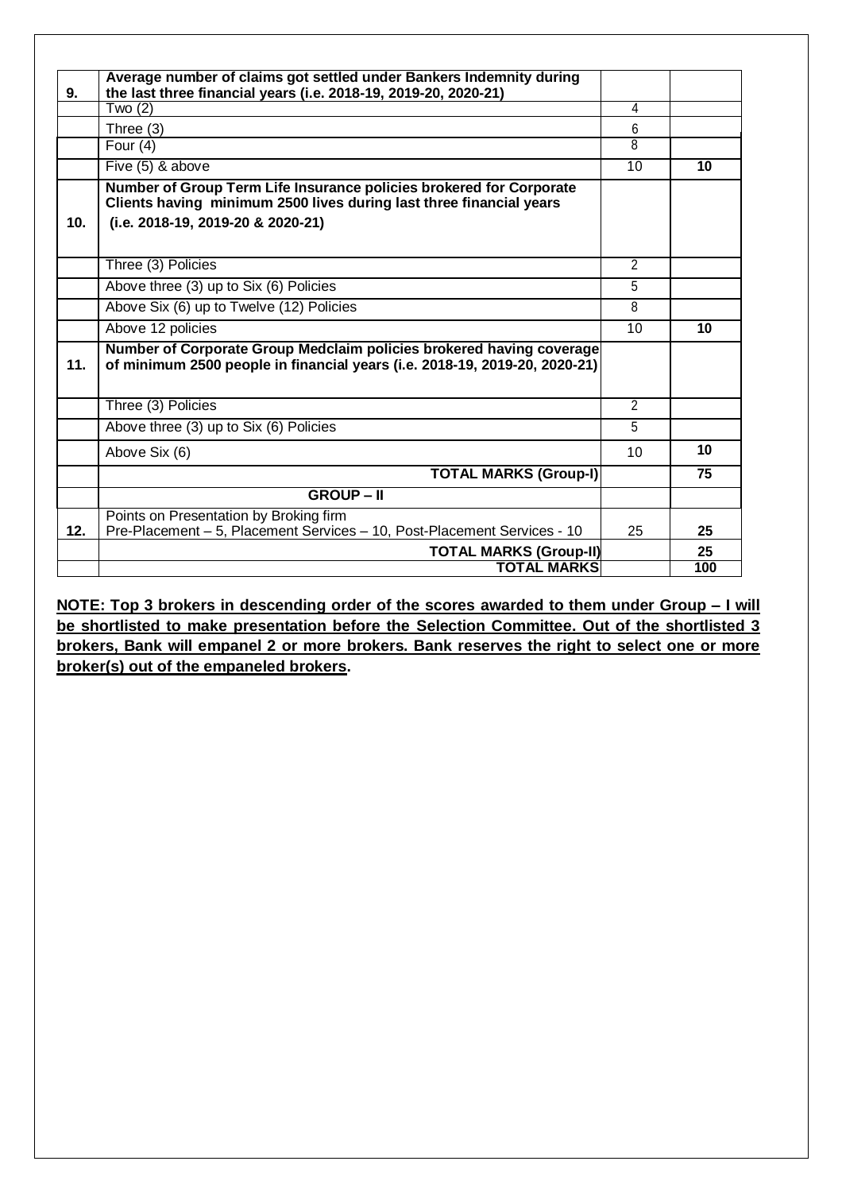| | | | |
|---|---|---|---|
| **9.** | **Average number of claims got settled under Bankers Indemnity during the last three financial years (i.e. 2018-19, 2019-20, 2020-21)** | | |
| | Two (2) | 4 | |
| | Three (3) | 6 | |
| | Four (4) | 8 | |
| | Five (5) & above | 10 | **10** |
| **10.** | **Number of Group Term Life Insurance policies brokered for Corporate Clients having minimum 2500 lives during last three financial years (i.e. 2018-19, 2019-20 & 2020-21)** | | |
| | Three (3) Policies | 2 | |
| | Above three (3) up to Six (6) Policies | 5 | |
| | Above Six (6) up to Twelve (12) Policies | 8 | |
| | Above 12 policies | 10 | **10** |
| **11.** | **Number of Corporate Group Medclaim policies brokered having coverage of minimum 2500 people in financial years (i.e. 2018-19, 2019-20, 2020-21)** | | |
| | Three (3) Policies | 2 | |
| | Above three (3) up to Six (6) Policies | 5 | |
| | Above Six (6) | 10 | **10** |
| | **TOTAL MARKS (Group-I)** | | **75** |
| | **GROUP – II** | | |
| **12.** | Points on Presentation by Broking firm<br>Pre-Placement – 5, Placement Services – 10, Post-Placement Services - 10 | 25 | **25** |
| | **TOTAL MARKS (Group-II)** | | **25** |
| | **TOTAL MARKS** | | **100** |

**NOTE: Top 3 brokers in descending order of the scores awarded to them under Group – I will be shortlisted to make presentation before the Selection Committee. Out of the shortlisted 3 brokers, Bank will empanel 2 or more brokers. Bank reserves the right to select one or more broker(s) out of the empaneled brokers.**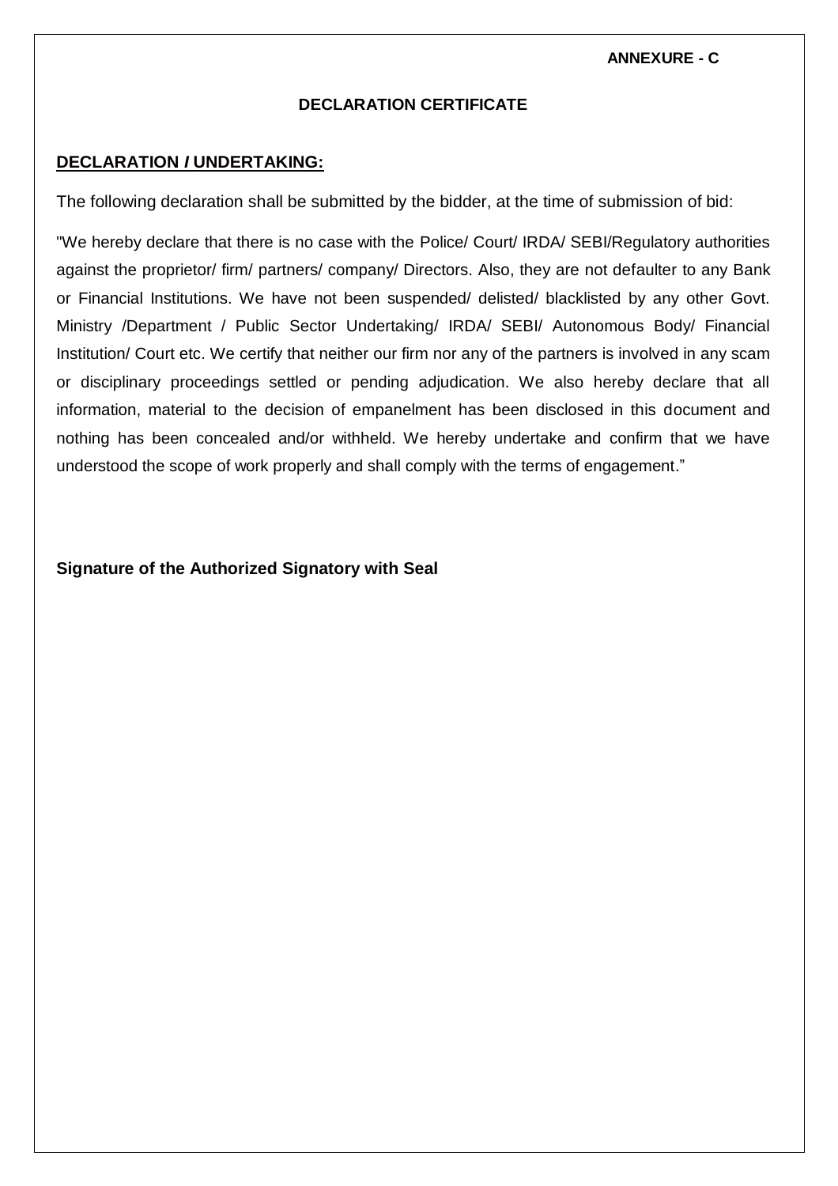**ANNEXURE - C**

## DECLARATION CERTIFICATE

### DECLARATION / UNDERTAKING:

The following declaration shall be submitted by the bidder, at the time of submission of bid:

"We hereby declare that there is no case with the Police/ Court/ IRDA/ SEBI/Regulatory authorities against the proprietor/ firm/ partners/ company/ Directors. Also, they are not defaulter to any Bank or Financial Institutions. We have not been suspended/ delisted/ blacklisted by any other Govt. Ministry /Department / Public Sector Undertaking/ IRDA/ SEBI/ Autonomous Body/ Financial Institution/ Court etc. We certify that neither our firm nor any of the partners is involved in any scam or disciplinary proceedings settled or pending adjudication. We also hereby declare that all information, material to the decision of empanelment has been disclosed in this document and nothing has been concealed and/or withheld. We hereby undertake and confirm that we have understood the scope of work properly and shall comply with the terms of engagement."

**Signature of the Authorized Signatory with Seal**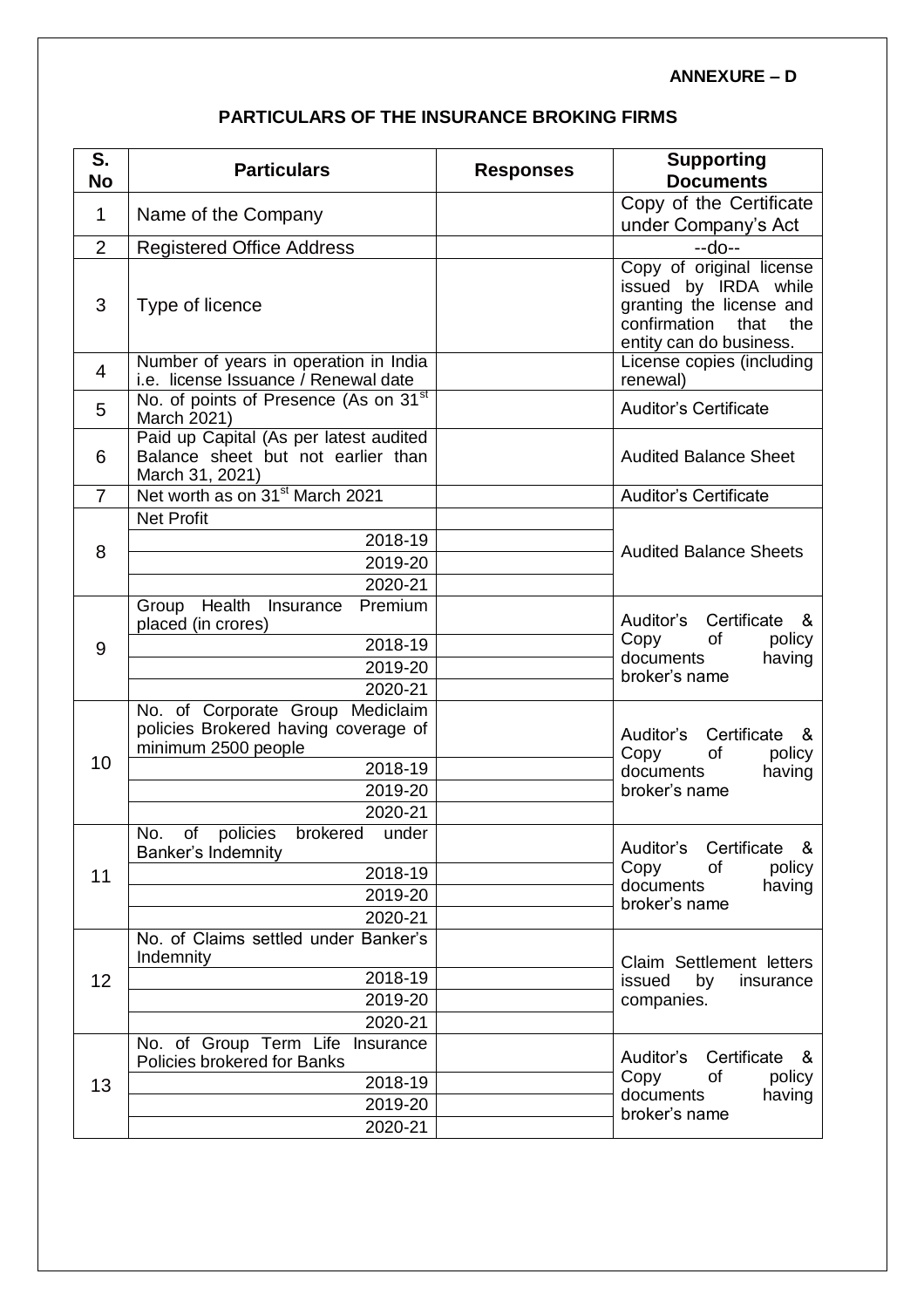**ANNEXURE – D**

## PARTICULARS OF THE INSURANCE BROKING FIRMS

| S. No | Particulars | Responses | Supporting Documents |
|---|---|---|---|
| 1 | Name of the Company | | Copy of the Certificate under Company's Act |
| 2 | Registered Office Address | | --do-- |
| 3 | Type of licence | | Copy of original license issued by IRDA while granting the license and confirmation that the entity can do business. |
| 4 | Number of years in operation in India i.e. license Issuance / Renewal date | | License copies (including renewal) |
| 5 | No. of points of Presence (As on 31st March 2021) | | Auditor's Certificate |
| 6 | Paid up Capital (As per latest audited Balance sheet but not earlier than March 31, 2021) | | Audited Balance Sheet |
| 7 | Net worth as on 31st March 2021 | | Auditor's Certificate |
| 8 | Net Profit | | Audited Balance Sheets |
| | 2018-19 | | |
| | 2019-20 | | |
| | 2020-21 | | |
| 9 | Group Health Insurance Premium placed (in crores) | | Auditor's Certificate & Copy of documents having broker's name |
| | 2018-19 | | |
| | 2019-20 | | |
| | 2020-21 | | |
| 10 | No. of Corporate Group Mediclaim policies Brokered having coverage of minimum 2500 people | | Auditor's Certificate & Copy of policy documents having broker's name |
| | 2018-19 | | |
| | 2019-20 | | |
| | 2020-21 | | |
| 11 | No. of policies brokered under Banker's Indemnity | | Auditor's Certificate & Copy of policy documents having broker's name |
| | 2018-19 | | |
| | 2019-20 | | |
| | 2020-21 | | |
| 12 | No. of Claims settled under Banker's Indemnity | | Claim Settlement letters issued by insurance companies. |
| | 2018-19 | | |
| | 2019-20 | | |
| | 2020-21 | | |
| 13 | No. of Group Term Life Insurance Policies brokered for Banks | | Auditor's Certificate & Copy of policy documents having broker's name |
| | 2018-19 | | |
| | 2019-20 | | |
| | 2020-21 | | |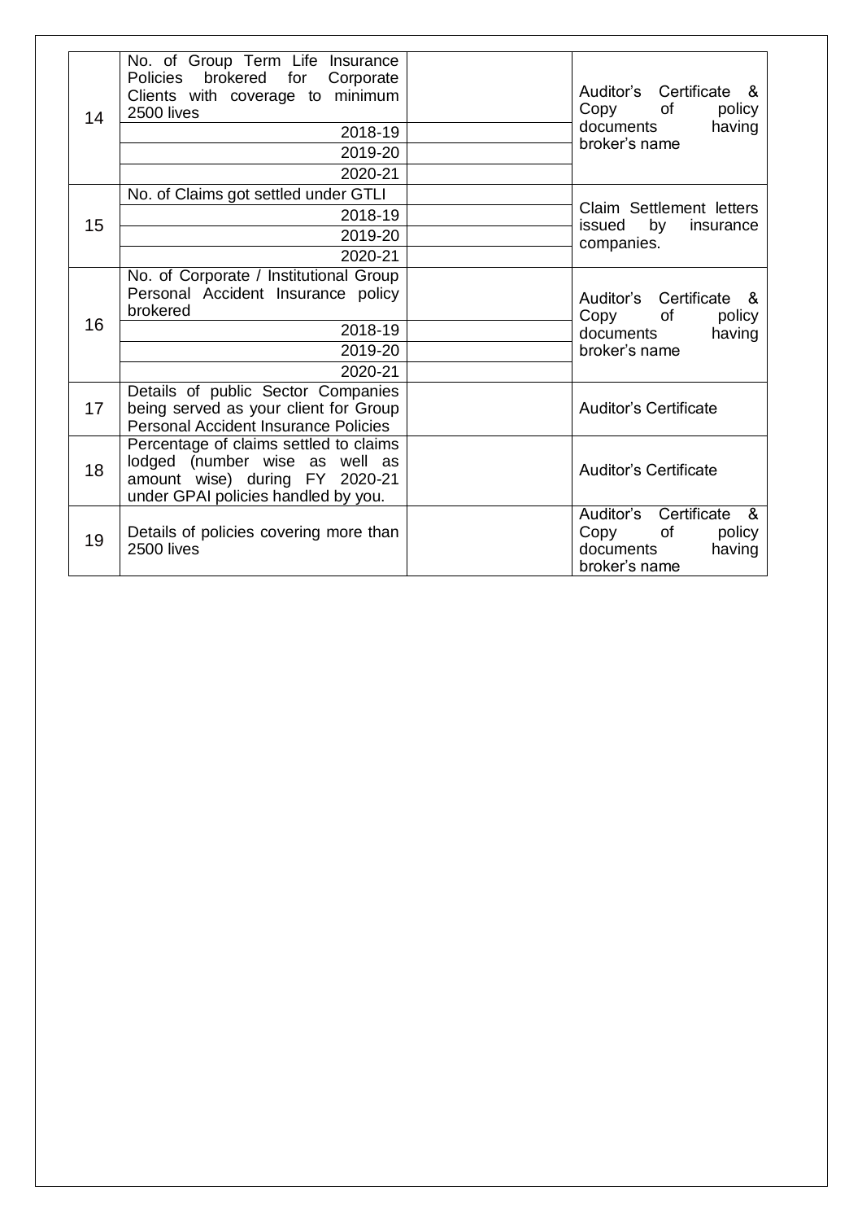| | | | |
|---|---|---|---|
| 14 | No. of Group Term Life Insurance Policies brokered for Corporate Clients with coverage to minimum 2500 lives | | Auditor's Certificate & Copy of policy documents having broker's name |
| | 2018-19 | | |
| | 2019-20 | | |
| | 2020-21 | | |
| 15 | No. of Claims got settled under GTLI | | Claim Settlement letters issued by insurance companies. |
| | 2018-19 | | |
| | 2019-20 | | |
| | 2020-21 | | |
| 16 | No. of Corporate / Institutional Group Personal Accident Insurance policy brokered | | Auditor's Certificate & Copy of policy documents having broker's name |
| | 2018-19 | | |
| | 2019-20 | | |
| | 2020-21 | | |
| 17 | Details of public Sector Companies being served as your client for Group Personal Accident Insurance Policies | | Auditor's Certificate |
| 18 | Percentage of claims settled to claims lodged (number wise as well as amount wise) during FY 2020-21 under GPAI policies handled by you. | | Auditor's Certificate |
| 19 | Details of policies covering more than 2500 lives | | Auditor's Certificate & Copy of policy documents having broker's name |